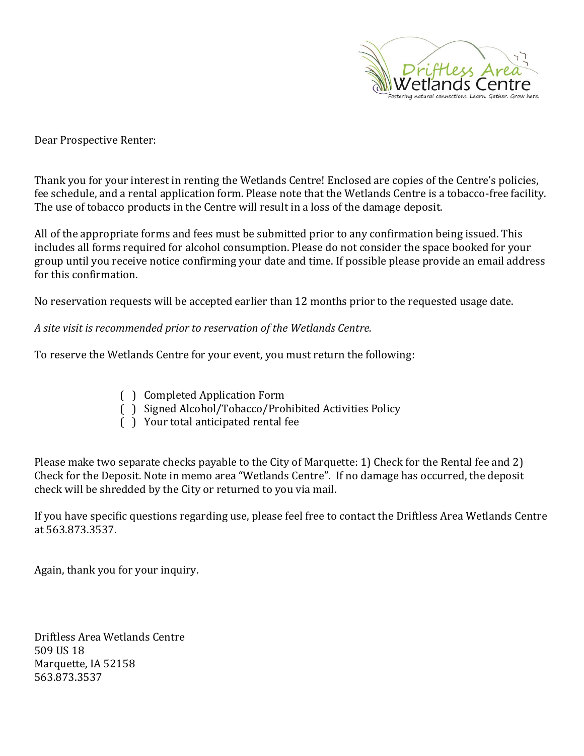Dear Prospective Renter:

Thank you for your interest in renting the Wetlands Centre! Enclosed are copies of the Centre's policies, fee schedule, and a rental application form. Please note that the Wetlands Centre is a tobacco-free facility. The use of tobacco products in the Centre will result in a loss of the damage deposit.

All of the appropriate forms and fees must be submitted prior to any confirmation being issued. This includes all forms required for alcohol consumption. Please do not consider the space booked for your group until you receive notice confirming your date and time. If possible please provide an email address for this confirmation.

No reservation requests will be accepted earlier than 12 months prior to the requested usage date.

*A site visit is recommended prior to reservation of the Wetlands Centre.*

To reserve the Wetlands Centre for your event, you must return the following:

- ( ) Completed Application Form
- ( ) Signed Alcohol/Tobacco/Prohibited Activities Policy
- ( ) Your total anticipated rental fee

Please make two separate checks payable to the City of Marquette: 1) Check for the Rental fee and 2) Check for the Deposit. Note in memo area "Wetlands Centre". If no damage has occurred, the deposit check will be shredded by the City or returned to you via mail.

If you have specific questions regarding use, please feel free to contact the Driftless Area Wetlands Centre at 563.873.3537.

Again, thank you for your inquiry.

Driftless Area Wetlands Centre
509 US 18
Marquette, IA 52158
563.873.3537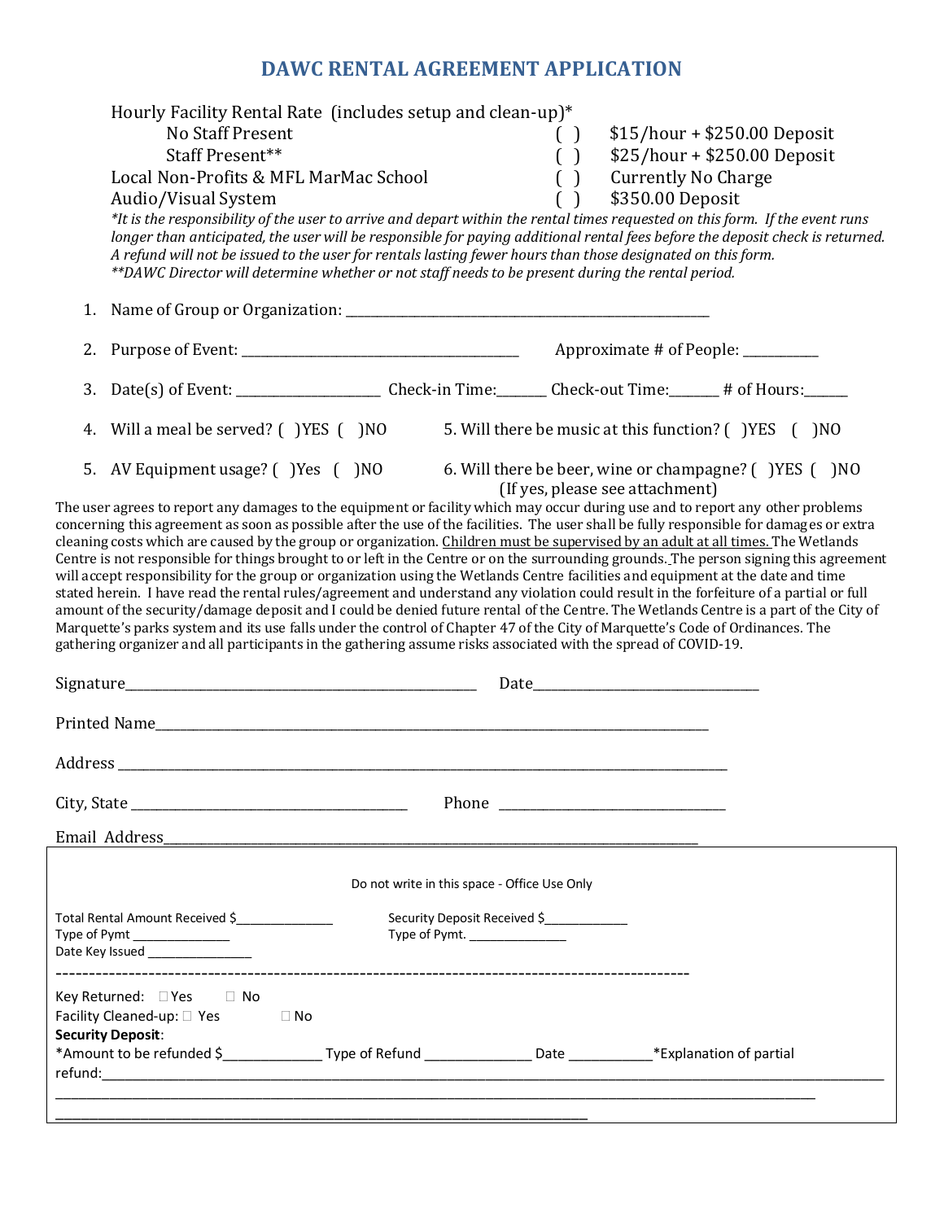# DAWC RENTAL AGREEMENT APPLICATION

| Hourly Facility Rental Rate (includes setup and clean-up)* | | |
|---|---|---|
| No Staff Present | ( ) | $15/hour + $250.00 Deposit |
| Staff Present** | ( ) | $25/hour + $250.00 Deposit |
| Local Non-Profits & MFL MarMac School | ( ) | Currently No Charge |
| Audio/Visual System | ( ) | $350.00 Deposit |

*\*It is the responsibility of the user to arrive and depart within the rental times requested on this form. If the event runs longer than anticipated, the user will be responsible for paying additional rental fees before the deposit check is returned. A refund will not be issued to the user for rentals lasting fewer hours than those designated on this form.*
*\*\*DAWC Director will determine whether or not staff needs to be present during the rental period.*

1. Name of Group or Organization: ______________________________________________________

2. Purpose of Event: ________________________________________ Approximate # of People: ___________

3. Date(s) of Event: _____________________ Check-in Time:_______ Check-out Time:_______ # of Hours:______

4. Will a meal be served? ( )YES ( )NO  5. Will there be music at this function? ( )YES ( )NO

5. AV Equipment usage? ( )Yes ( )NO  6. Will there be beer, wine or champagne? ( )YES ( )NO (If yes, please see attachment)

The user agrees to report any damages to the equipment or facility which may occur during use and to report any other problems concerning this agreement as soon as possible after the use of the facilities. The user shall be fully responsible for damages or extra cleaning costs which are caused by the group or organization. <u>Children must be supervised by an adult at all times.</u> The Wetlands Centre is not responsible for things brought to or left in the Centre or on the surrounding grounds. The person signing this agreement will accept responsibility for the group or organization using the Wetlands Centre facilities and equipment at the date and time stated herein. I have read the rental rules/agreement and understand any violation could result in the forfeiture of a partial or full amount of the security/damage deposit and I could be denied future rental of the Centre. The Wetlands Centre is a part of the City of Marquette's parks system and its use falls under the control of Chapter 47 of the City of Marquette's Code of Ordinances. The gathering organizer and all participants in the gathering assume risks associated with the spread of COVID-19.

Signature___________________________________________________ Date________________________________

Printed Name_________________________________________________________________________________

Address _____________________________________________________________________________________

City, State _______________________________________ Phone ________________________________

Email Address_____________________________________________________________________________

---

Do not write in this space - Office Use Only

Total Rental Amount Received $______________  Security Deposit Received $____________
Type of Pymt ______________  Type of Pymt. ______________
Date Key Issued _______________

-----------------------------------------------------------------------------------------------

Key Returned: ☐ Yes ☐ No
Facility Cleaned-up: ☐ Yes ☐ No
**Security Deposit**:
*Amount to be refunded $_____________ Type of Refund ______________ Date ___________*Explanation of partial refund:_____________________________________________________________________________________________
_____________________________________________________________________________________________
_____________________________________________________________________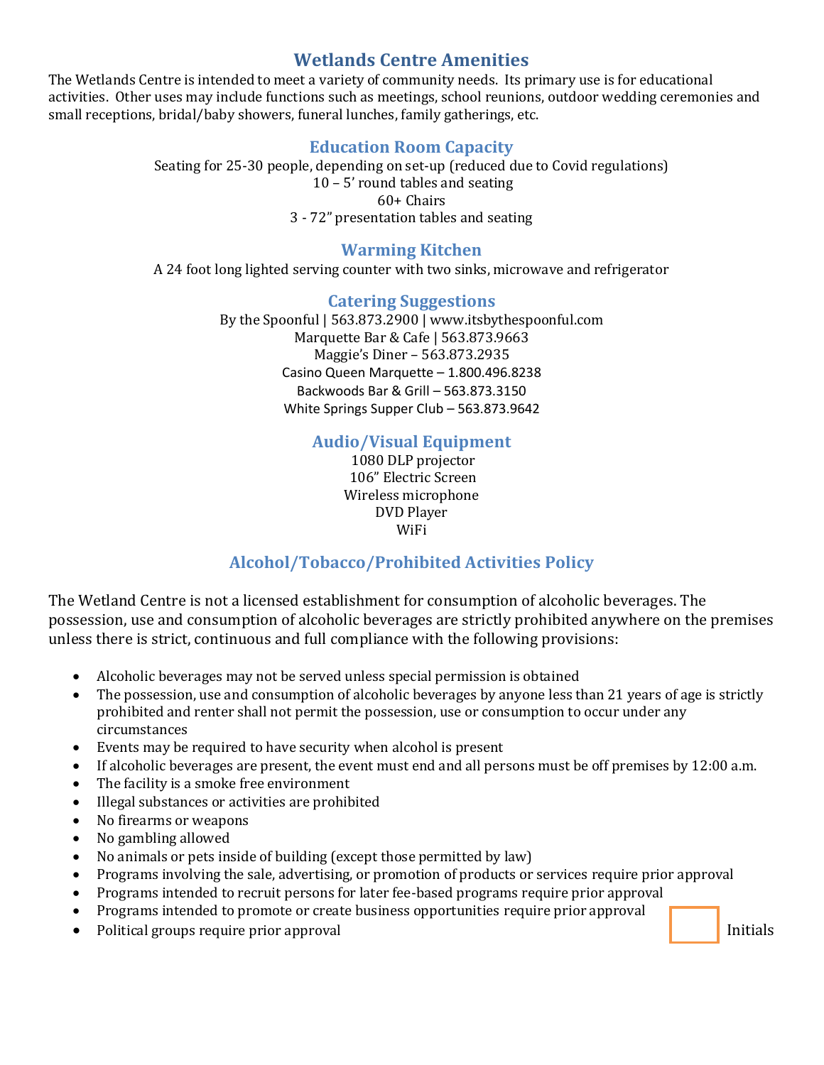# Wetlands Centre Amenities

The Wetlands Centre is intended to meet a variety of community needs. Its primary use is for educational activities. Other uses may include functions such as meetings, school reunions, outdoor wedding ceremonies and small receptions, bridal/baby showers, funeral lunches, family gatherings, etc.

## Education Room Capacity

Seating for 25-30 people, depending on set-up (reduced due to Covid regulations)
10 – 5' round tables and seating
60+ Chairs
3 - 72" presentation tables and seating

## Warming Kitchen

A 24 foot long lighted serving counter with two sinks, microwave and refrigerator

## Catering Suggestions

By the Spoonful | 563.873.2900 | www.itsbythespoonful.com
Marquette Bar & Cafe | 563.873.9663
Maggie's Diner – 563.873.2935
Casino Queen Marquette – 1.800.496.8238
Backwoods Bar & Grill – 563.873.3150
White Springs Supper Club – 563.873.9642

## Audio/Visual Equipment

1080 DLP projector
106" Electric Screen
Wireless microphone
DVD Player
WiFi

## Alcohol/Tobacco/Prohibited Activities Policy

The Wetland Centre is not a licensed establishment for consumption of alcoholic beverages. The possession, use and consumption of alcoholic beverages are strictly prohibited anywhere on the premises unless there is strict, continuous and full compliance with the following provisions:

- Alcoholic beverages may not be served unless special permission is obtained
- The possession, use and consumption of alcoholic beverages by anyone less than 21 years of age is strictly prohibited and renter shall not permit the possession, use or consumption to occur under any circumstances
- Events may be required to have security when alcohol is present
- If alcoholic beverages are present, the event must end and all persons must be off premises by 12:00 a.m.
- The facility is a smoke free environment
- Illegal substances or activities are prohibited
- No firearms or weapons
- No gambling allowed
- No animals or pets inside of building (except those permitted by law)
- Programs involving the sale, advertising, or promotion of products or services require prior approval
- Programs intended to recruit persons for later fee-based programs require prior approval
- Programs intended to promote or create business opportunities require prior approval
- Political groups require prior approval

\_\_\_\_\_ Initials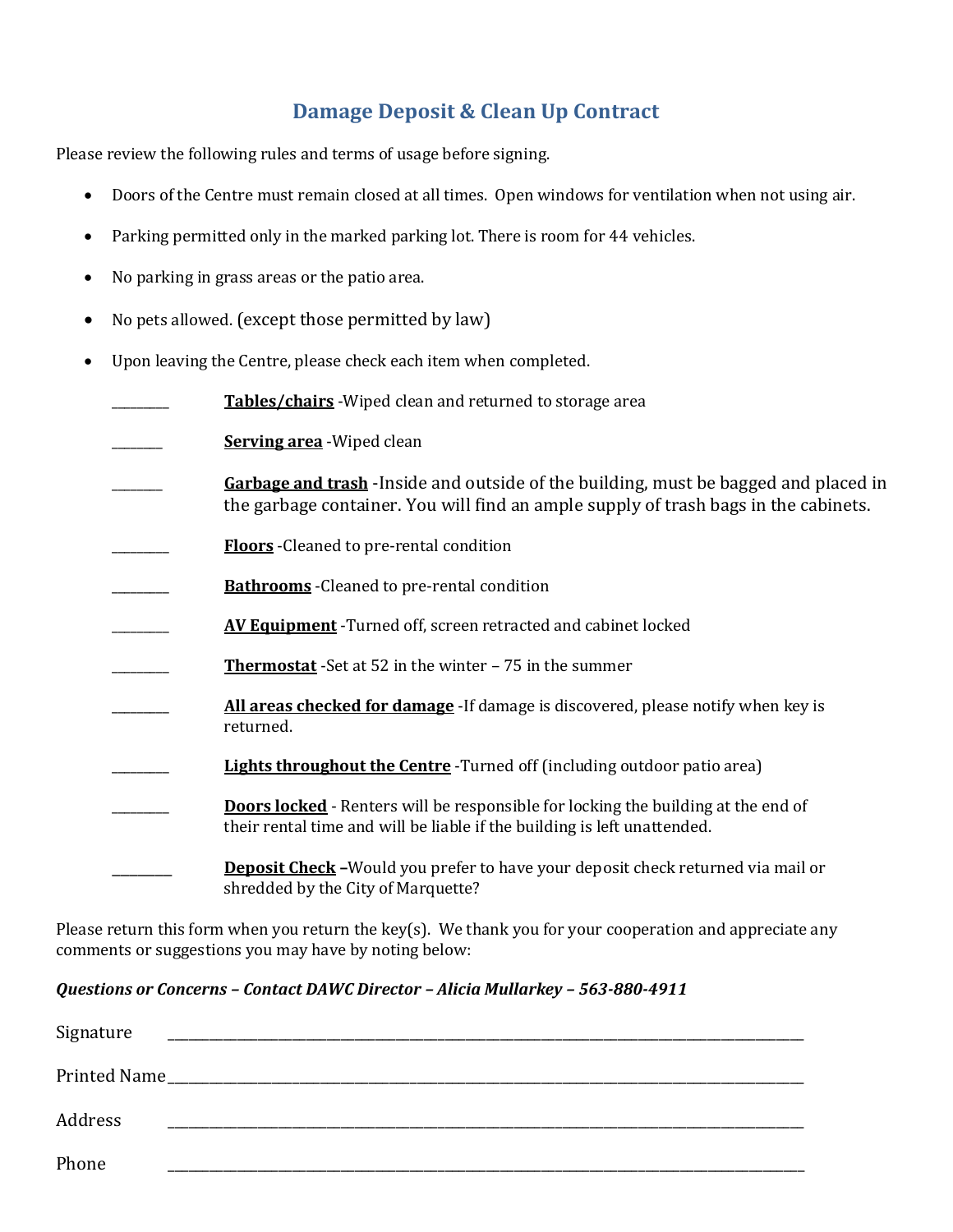## Damage Deposit & Clean Up Contract

Please review the following rules and terms of usage before signing.

- Doors of the Centre must remain closed at all times. Open windows for ventilation when not using air.
- Parking permitted only in the marked parking lot. There is room for 44 vehicles.
- No parking in grass areas or the patio area.
- No pets allowed. (except those permitted by law)
- Upon leaving the Centre, please check each item when completed.

_________ **Tables/chairs** -Wiped clean and returned to storage area

_________ **Serving area** -Wiped clean

_________ **Garbage and trash** -Inside and outside of the building, must be bagged and placed in the garbage container. You will find an ample supply of trash bags in the cabinets.

_________ **Floors** -Cleaned to pre-rental condition

_________ **Bathrooms** -Cleaned to pre-rental condition

_________ **AV Equipment** -Turned off, screen retracted and cabinet locked

_________ **Thermostat** -Set at 52 in the winter – 75 in the summer

_________ **All areas checked for damage** -If damage is discovered, please notify when key is returned.

_________ **Lights throughout the Centre** -Turned off (including outdoor patio area)

_________ **Doors locked** - Renters will be responsible for locking the building at the end of their rental time and will be liable if the building is left unattended.

_________ **Deposit Check** –Would you prefer to have your deposit check returned via mail or shredded by the City of Marquette?

Please return this form when you return the key(s). We thank you for your cooperation and appreciate any comments or suggestions you may have by noting below:

***Questions or Concerns – Contact DAWC Director – Alicia Mullarkey – 563-880-4911***

Signature ______________________________________________

Printed Name ______________________________________________

Address ______________________________________________

Phone ______________________________________________